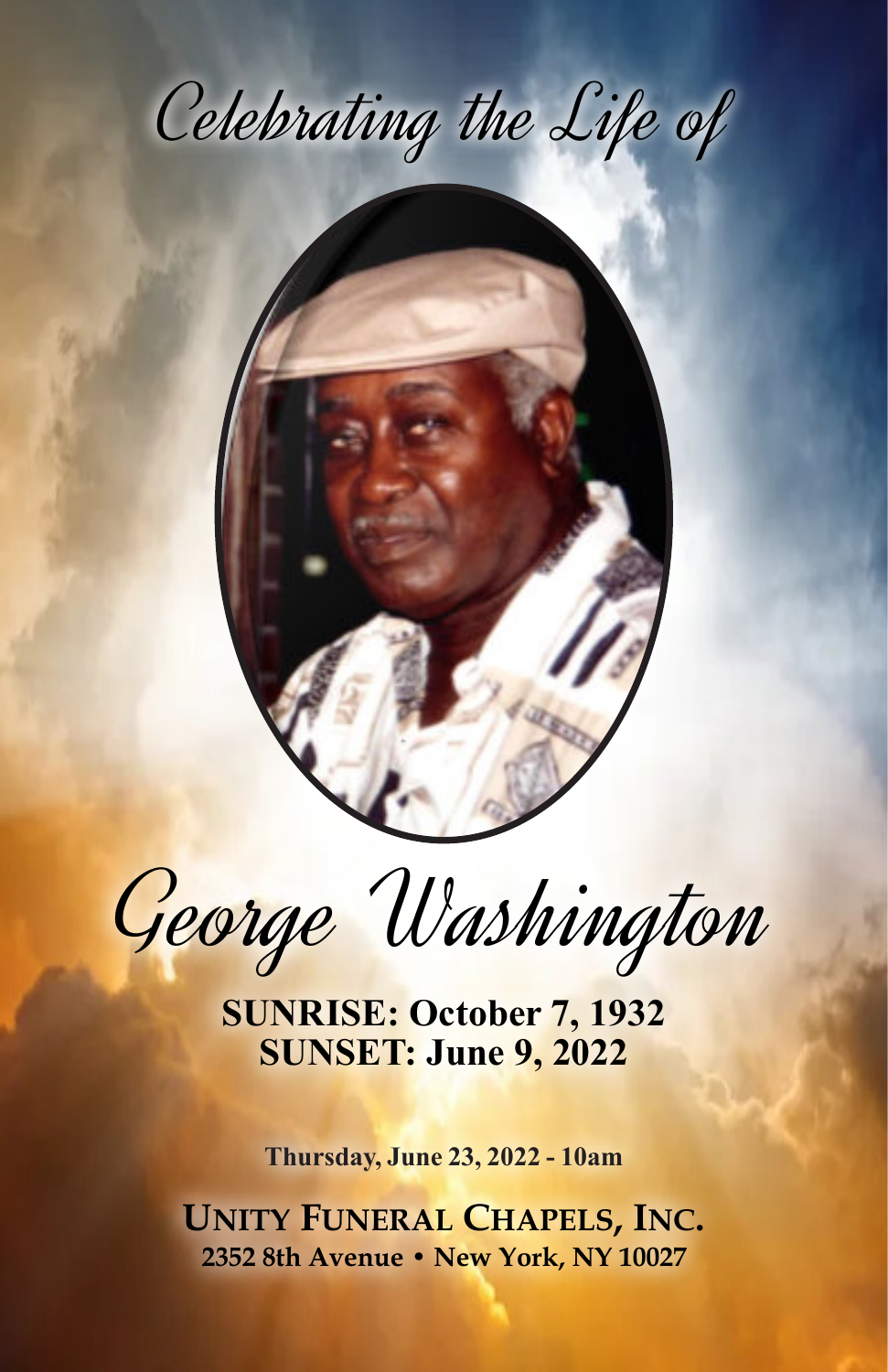# Celebrating the Life of

# George Washington

**SUNRISE: October 7, 1932**
**SUNSET: June 9, 2022**

**Thursday, June 23, 2022 - 10am**

**UNITY FUNERAL CHAPELS, INC.**
**2352 8th Avenue • New York, NY 10027**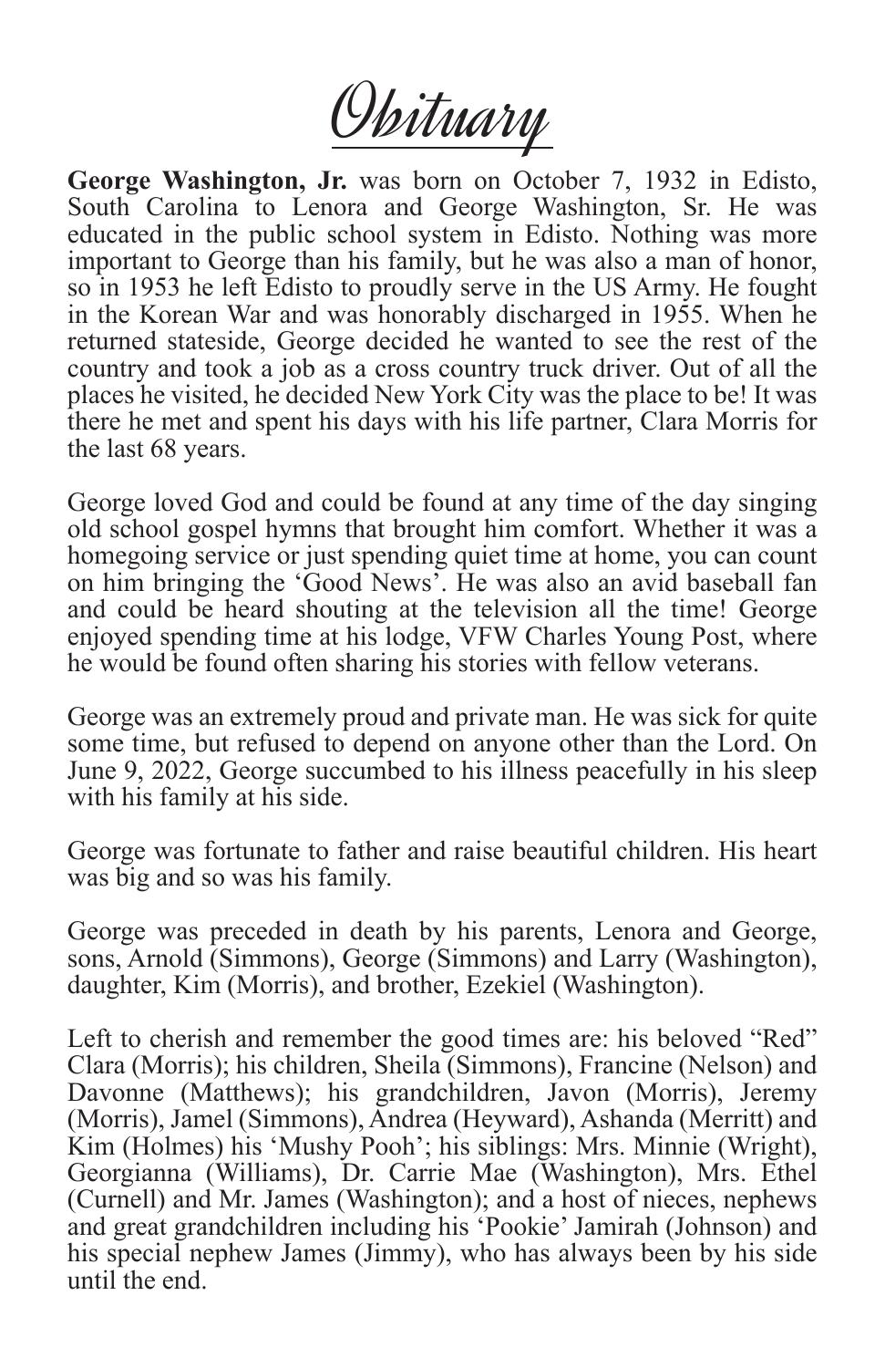# Obituary

**George Washington, Jr.** was born on October 7, 1932 in Edisto, South Carolina to Lenora and George Washington, Sr. He was educated in the public school system in Edisto. Nothing was more important to George than his family, but he was also a man of honor, so in 1953 he left Edisto to proudly serve in the US Army. He fought in the Korean War and was honorably discharged in 1955. When he returned stateside, George decided he wanted to see the rest of the country and took a job as a cross country truck driver. Out of all the places he visited, he decided New York City was the place to be! It was there he met and spent his days with his life partner, Clara Morris for the last 68 years.

George loved God and could be found at any time of the day singing old school gospel hymns that brought him comfort. Whether it was a homegoing service or just spending quiet time at home, you can count on him bringing the 'Good News'. He was also an avid baseball fan and could be heard shouting at the television all the time! George enjoyed spending time at his lodge, VFW Charles Young Post, where he would be found often sharing his stories with fellow veterans.

George was an extremely proud and private man. He was sick for quite some time, but refused to depend on anyone other than the Lord. On June 9, 2022, George succumbed to his illness peacefully in his sleep with his family at his side.

George was fortunate to father and raise beautiful children. His heart was big and so was his family.

George was preceded in death by his parents, Lenora and George, sons, Arnold (Simmons), George (Simmons) and Larry (Washington), daughter, Kim (Morris), and brother, Ezekiel (Washington).

Left to cherish and remember the good times are: his beloved "Red" Clara (Morris); his children, Sheila (Simmons), Francine (Nelson) and Davonne (Matthews); his grandchildren, Javon (Morris), Jeremy (Morris), Jamel (Simmons), Andrea (Heyward), Ashanda (Merritt) and Kim (Holmes) his 'Mushy Pooh'; his siblings: Mrs. Minnie (Wright), Georgianna (Williams), Dr. Carrie Mae (Washington), Mrs. Ethel (Curnell) and Mr. James (Washington); and a host of nieces, nephews and great grandchildren including his 'Pookie' Jamirah (Johnson) and his special nephew James (Jimmy), who has always been by his side until the end.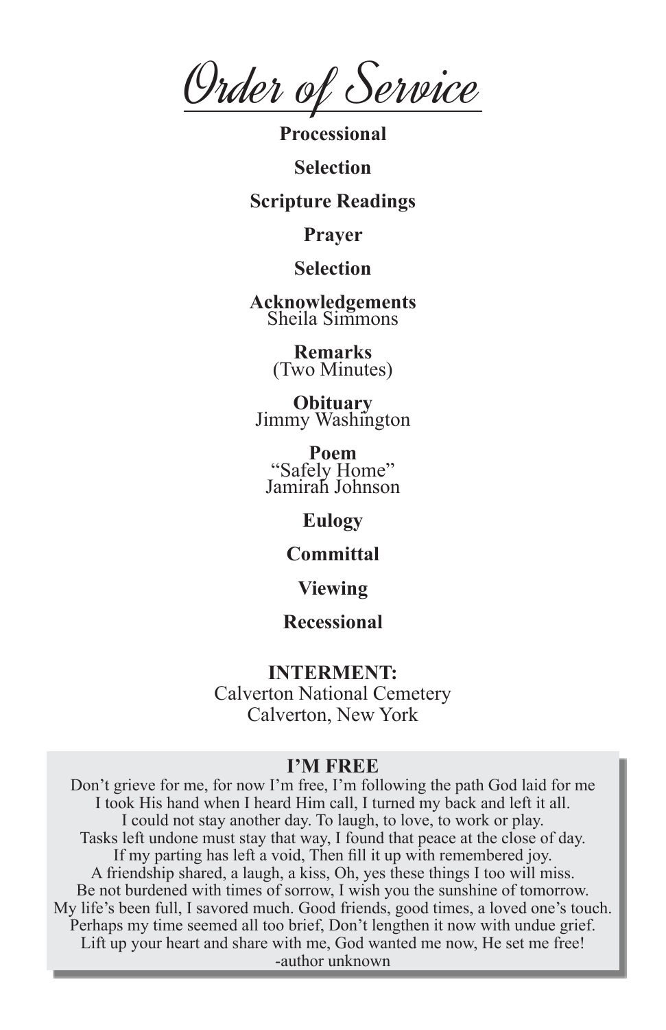# Order of Service

**Processional**

**Selection**

**Scripture Readings**

**Prayer**

**Selection**

**Acknowledgements**
Sheila Simmons

**Remarks**
(Two Minutes)

**Obituary**
Jimmy Washington

**Poem**
"Safely Home"
Jamirah Johnson

**Eulogy**

**Committal**

**Viewing**

**Recessional**

**INTERMENT:**
Calverton National Cemetery
Calverton, New York

## I'M FREE

Don't grieve for me, for now I'm free, I'm following the path God laid for me
I took His hand when I heard Him call, I turned my back and left it all.
I could not stay another day. To laugh, to love, to work or play.
Tasks left undone must stay that way, I found that peace at the close of day.
If my parting has left a void, Then fill it up with remembered joy.
A friendship shared, a laugh, a kiss, Oh, yes these things I too will miss.
Be not burdened with times of sorrow, I wish you the sunshine of tomorrow.
My life's been full, I savored much. Good friends, good times, a loved one's touch.
Perhaps my time seemed all too brief, Don't lengthen it now with undue grief.
Lift up your heart and share with me, God wanted me now, He set me free!
-author unknown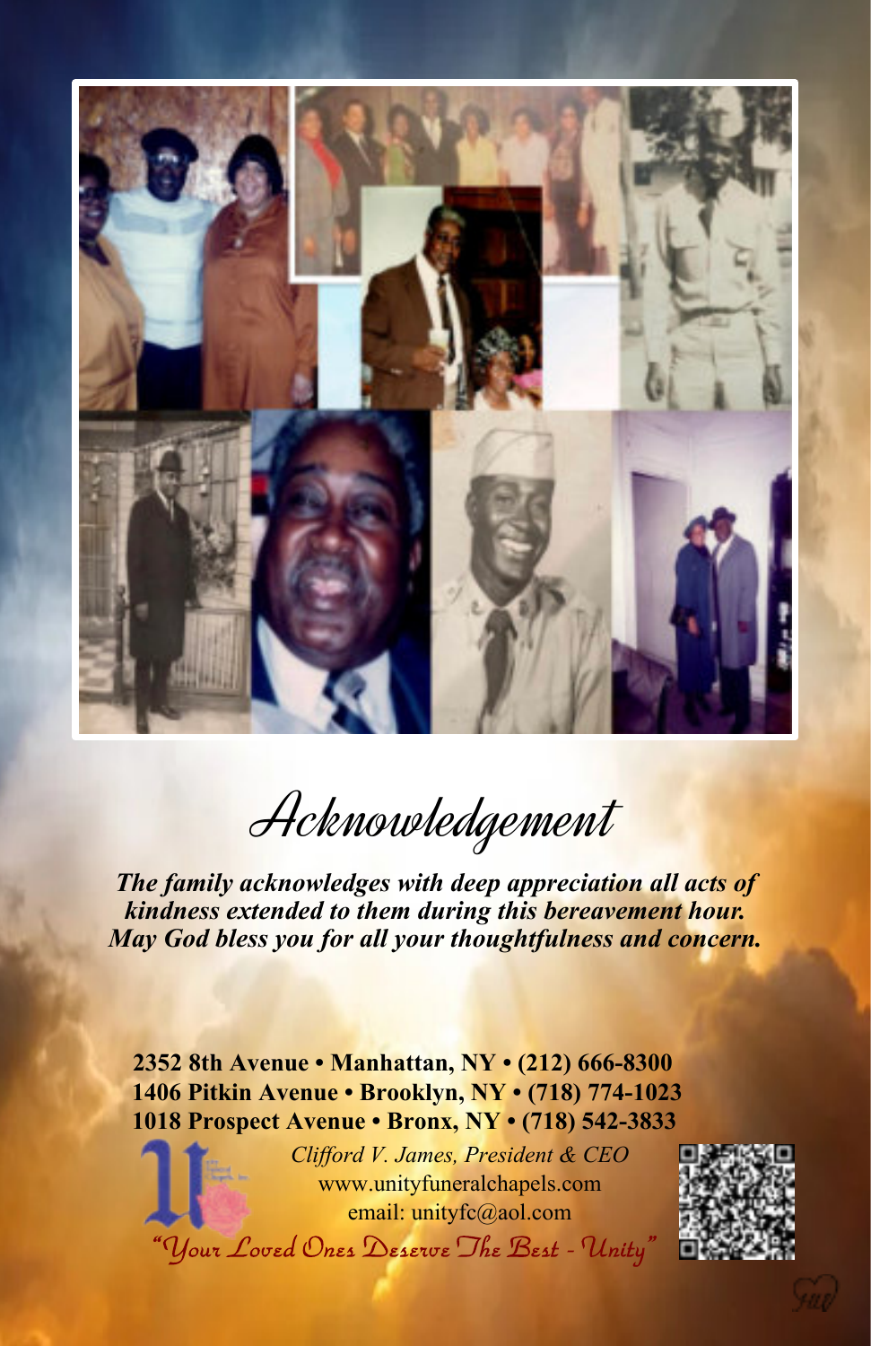# *Acknowledgement*

***The family acknowledges with deep appreciation all acts of kindness extended to them during this bereavement hour. May God bless you for all your thoughtfulness and concern.***

**2352 8th Avenue • Manhattan, NY • (212) 666-8300**
**1406 Pitkin Avenue • Brooklyn, NY • (718) 774-1023**
**1018 Prospect Avenue • Bronx, NY • (718) 542-3833**

*Clifford V. James, President & CEO*
www.unityfuneralchapels.com
email: unityfc@aol.com

*"Your Loved Ones Deserve The Best - Unity"*